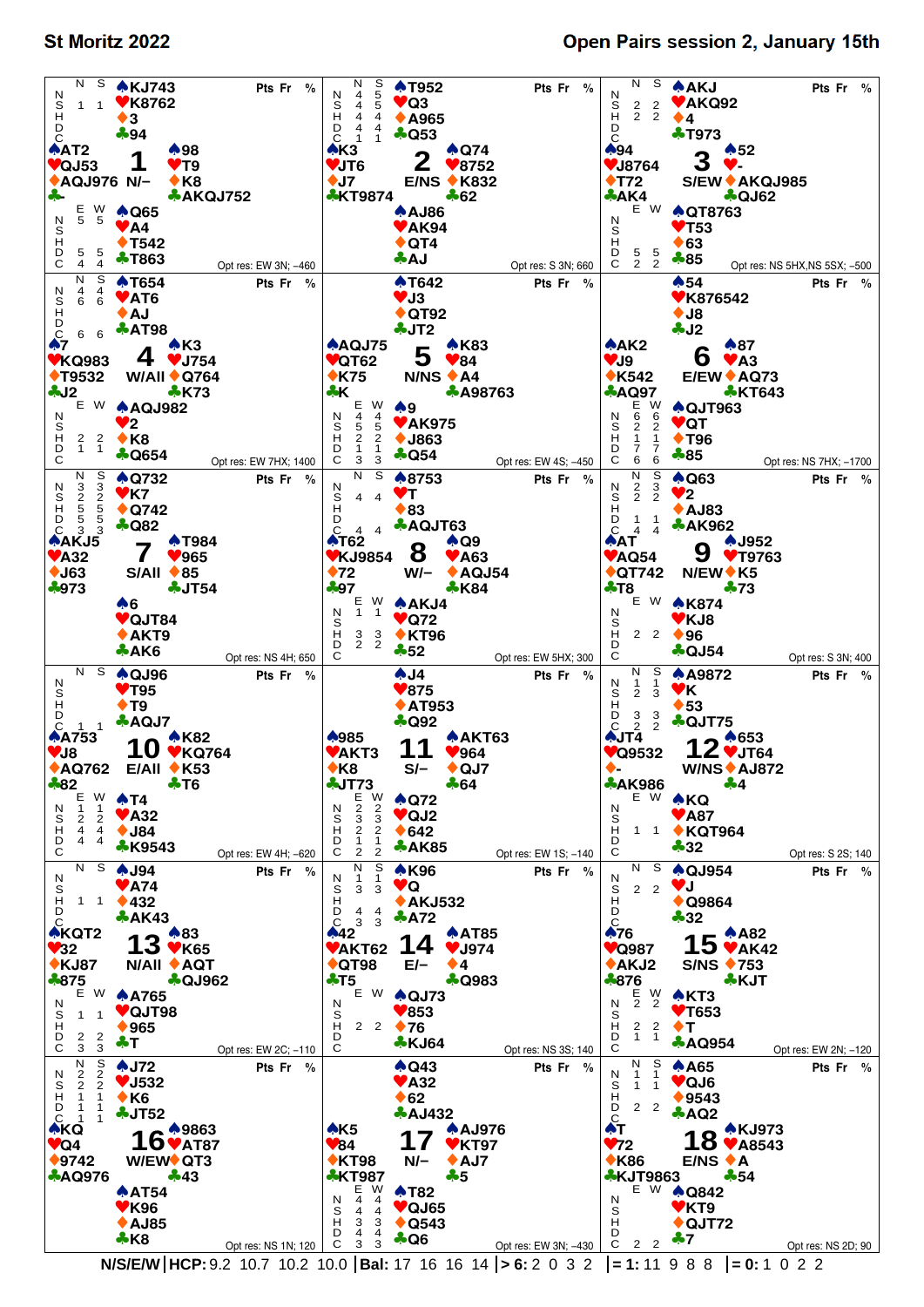# St Moritz 2022 — Open Pairs session 2, January 15th

Each board also has empty scoring columns: Pts | Fr | %

Makeable contracts tables: rows are strains (N = NT, S, H, D, C); columns are declarers. Blank cells in the tables are blank on the page.

## Board 1 — Dealer N, Vul –

| | Hand |
|---|---|
| North | ♠KJ743 ♥K8762 ♦3 ♣94 |
| West | ♠AT2 ♥QJ53 ♦AQJ976 ♣– |
| East | ♠98 ♥T9 ♦K8 ♣AKQJ752 |
| South | ♠Q65 ♥A4 ♦T542 ♣T863 |

| | N | S | E | W |
|---|---|---|---|---|
| N | | | 5 | 5 |
| S | 1 | 1 | | |
| H | | | | |
| D | | | 5 | 5 |
| C | | | 4 | 4 |

Opt res: EW 3N; –460

## Board 2 — Dealer E, Vul NS

| | Hand |
|---|---|
| North | ♠T952 ♥Q3 ♦A965 ♣Q53 |
| West | ♠K3 ♥JT6 ♦J7 ♣KT9874 |
| East | ♠Q74 ♥8752 ♦K832 ♣62 |
| South | ♠AJ86 ♥AK94 ♦QT4 ♣AJ |

| | N | S | E | W |
|---|---|---|---|---|
| N | 4 | 5 | | |
| S | 4 | 5 | | |
| H | 4 | 4 | | |
| D | 4 | 4 | | |
| C | 1 | 1 | | |

Opt res: S 3N; 660

## Board 3 — Dealer S, Vul EW

| | Hand |
|---|---|
| North | ♠AKJ ♥AKQ92 ♦4 ♣T973 |
| West | ♠94 ♥J8764 ♦T72 ♣AK4 |
| East | ♠52 ♥– ♦AKQJ985 ♣QJ62 |
| South | ♠QT8763 ♥T53 ♦63 ♣85 |

| | N | S | E | W |
|---|---|---|---|---|
| N | | | | |
| S | 2 | 2 | | |
| H | 2 | 2 | | |
| D | | | 5 | 5 |
| C | | | 2 | 2 |

Opt res: NS 5HX,NS 5SX; –500

## Board 4 — Dealer W, Vul All

| | Hand |
|---|---|
| North | ♠T654 ♥AT6 ♦AJ ♣AT98 |
| West | ♠7 ♥KQ983 ♦T9532 ♣J2 |
| East | ♠K3 ♥J754 ♦Q764 ♣K73 |
| South | ♠AQJ982 ♥2 ♦K8 ♣Q654 |

| | N | S | E | W |
|---|---|---|---|---|
| N | 4 | 4 | | |
| S | 6 | 6 | | |
| H | | | 2 | 2 |
| D | | | 1 | 1 |
| C | 6 | 6 | | |

Opt res: EW 7HX; 1400

## Board 5 — Dealer N, Vul NS

| | Hand |
|---|---|
| North | ♠T642 ♥J3 ♦QT92 ♣JT2 |
| West | ♠AQJ75 ♥QT62 ♦K75 ♣K |
| East | ♠K83 ♥84 ♦A4 ♣A98763 |
| South | ♠9 ♥AK975 ♦J863 ♣Q54 |

| | N | S | E | W |
|---|---|---|---|---|
| N | | | 4 | 4 |
| S | | | 5 | 5 |
| H | | | 2 | 2 |
| D | | | 1 | 1 |
| C | | | 3 | 3 |

Opt res: EW 4S; –450

## Board 6 — Dealer E, Vul EW

| | Hand |
|---|---|
| North | ♠54 ♥K876542 ♦J8 ♣J2 |
| West | ♠AK2 ♥J9 ♦K542 ♣AQ97 |
| East | ♠87 ♥A3 ♦AQ73 ♣KT643 |
| South | ♠QJT963 ♥QT ♦T96 ♣85 |

| | N | S | E | W |
|---|---|---|---|---|
| N | | | 6 | 6 |
| S | | | 2 | 2 |
| H | | | 1 | 1 |
| D | | | 7 | 7 |
| C | | | 6 | 6 |

Opt res: NS 7HX; –1700

## Board 7 — Dealer S, Vul All

| | Hand |
|---|---|
| North | ♠Q732 ♥K7 ♦Q742 ♣Q82 |
| West | ♠AKJ5 ♥A32 ♦J63 ♣973 |
| East | ♠T984 ♥965 ♦85 ♣JT54 |
| South | ♠6 ♥QJT84 ♦AKT9 ♣AK6 |

| | N | S | E | W |
|---|---|---|---|---|
| N | 3 | 3 | | |
| S | 2 | 2 | | |
| H | 5 | 5 | | |
| D | 5 | 5 | | |
| C | 3 | 3 | | |

Opt res: NS 4H; 650

## Board 8 — Dealer W, Vul –

| | Hand |
|---|---|
| North | ♠8753 ♥T ♦83 ♣AQJT63 |
| West | ♠T62 ♥KJ9854 ♦72 ♣97 |
| East | ♠Q9 ♥A63 ♦AQJ54 ♣K84 |
| South | ♠AKJ4 ♥Q72 ♦KT96 ♣52 |

| | N | S | E | W |
|---|---|---|---|---|
| N | | | 1 | 1 |
| S | 4 | 4 | | |
| H | | | 3 | 3 |
| D | | | 2 | 2 |
| C | 4 | 4 | | |

Opt res: EW 5HX; 300

## Board 9 — Dealer N, Vul EW

| | Hand |
|---|---|
| North | ♠Q63 ♥2 ♦AJ83 ♣AK962 |
| West | ♠AT ♥AQ54 ♦QT742 ♣T8 |
| East | ♠J952 ♥T9763 ♦K5 ♣73 |
| South | ♠K874 ♥KJ8 ♦96 ♣QJ54 |

| | N | S | E | W |
|---|---|---|---|---|
| N | 2 | 3 | | |
| S | 2 | 2 | | |
| H | | | 2 | 2 |
| D | 1 | 1 | | |
| C | 4 | 4 | | |

Opt res: S 3N; 400

## Board 10 — Dealer E, Vul All

| | Hand |
|---|---|
| North | ♠QJ96 ♥T95 ♦T9 ♣AQJ7 |
| West | ♠A753 ♥J8 ♦AQ762 ♣82 |
| East | ♠K82 ♥KQ764 ♦K53 ♣T6 |
| South | ♠T4 ♥A32 ♦J84 ♣K9543 |

| | N | S | E | W |
|---|---|---|---|---|
| N | | | 1 | 1 |
| S | | | 2 | 2 |
| H | | | 4 | 4 |
| D | | | 4 | 4 |
| C | 1 | 1 | | |

Opt res: EW 4H; –620

## Board 11 — Dealer S, Vul –

| | Hand |
|---|---|
| North | ♠J4 ♥875 ♦AT953 ♣Q92 |
| West | ♠985 ♥AKT3 ♦K8 ♣JT73 |
| East | ♠AKT63 ♥964 ♦QJ7 ♣64 |
| South | ♠Q72 ♥QJ2 ♦642 ♣AK85 |

| | N | S | E | W |
|---|---|---|---|---|
| N | | | 2 | 2 |
| S | | | 3 | 3 |
| H | | | 2 | 2 |
| D | | | 1 | 1 |
| C | | | 2 | 2 |

Opt res: EW 1S; –140

## Board 12 — Dealer W, Vul NS

| | Hand |
|---|---|
| North | ♠A9872 ♥K ♦53 ♣QJT75 |
| West | ♠JT4 ♥Q9532 ♦– ♣AK986 |
| East | ♠653 ♥JT64 ♦AJ872 ♣4 |
| South | ♠KQ ♥A87 ♦KQT964 ♣32 |

| | N | S | E | W |
|---|---|---|---|---|
| N | 1 | 1 | | |
| S | 2 | 3 | | |
| H | | | 1 | 1 |
| D | 3 | 3 | | |
| C | 2 | 2 | | |

Opt res: S 2S; 140

## Board 13 — Dealer N, Vul All

| | Hand |
|---|---|
| North | ♠J94 ♥A74 ♦432 ♣AK43 |
| West | ♠KQT2 ♥32 ♦KJ87 ♣875 |
| East | ♠83 ♥K65 ♦AQT ♣QJ962 |
| South | ♠A765 ♥QJT98 ♦965 ♣T |

| | N | S | E | W |
|---|---|---|---|---|
| N | | | | |
| S | | | 1 | 1 |
| H | 1 | 1 | | |
| D | | | 2 | 2 |
| C | | | 3 | 3 |

Opt res: EW 2C; –110

## Board 14 — Dealer E, Vul –

| | Hand |
|---|---|
| North | ♠K96 ♥Q ♦AKJ532 ♣A72 |
| West | ♠42 ♥AKT62 ♦QT98 ♣T5 |
| East | ♠AT85 ♥J974 ♦4 ♣Q983 |
| South | ♠QJ73 ♥853 ♦76 ♣KJ64 |

| | N | S | E | W |
|---|---|---|---|---|
| N | 1 | 1 | | |
| S | 3 | 3 | | |
| H | | | 2 | 2 |
| D | 4 | 4 | | |
| C | 3 | 3 | | |

Opt res: NS 3S; 140

## Board 15 — Dealer S, Vul NS

| | Hand |
|---|---|
| North | ♠QJ954 ♥J ♦Q9864 ♣32 |
| West | ♠76 ♥Q987 ♦AKJ2 ♣876 |
| East | ♠A82 ♥AK42 ♦753 ♣KJT |
| South | ♠KT3 ♥T653 ♦T ♣AQ954 |

| | N | S | E | W |
|---|---|---|---|---|
| N | | | 2 | 2 |
| S | 2 | 2 | | |
| H | | | 2 | 2 |
| D | | | 1 | 1 |
| C | | | | |

Opt res: EW 2N; –120

## Board 16 — Dealer W, Vul EW

| | Hand |
|---|---|
| North | ♠J72 ♥J532 ♦K6 ♣JT52 |
| West | ♠KQ ♥Q4 ♦9742 ♣AQ976 |
| East | ♠9863 ♥AT87 ♦QT3 ♣43 |
| South | ♠AT54 ♥K96 ♦AJ85 ♣K8 |

| | N | S | E | W |
|---|---|---|---|---|
| N | 2 | 2 | | |
| S | 2 | 2 | | |
| H | 1 | 1 | | |
| D | 1 | 1 | | |
| C | 1 | 1 | | |

Opt res: NS 1N; 120

## Board 17 — Dealer N, Vul –

| | Hand |
|---|---|
| North | ♠Q43 ♥A32 ♦62 ♣AJ432 |
| West | ♠K5 ♥84 ♦KT98 ♣KT987 |
| East | ♠AJ976 ♥KT97 ♦AJ7 ♣5 |
| South | ♠T82 ♥QJ65 ♦Q543 ♣Q6 |

| | N | S | E | W |
|---|---|---|---|---|
| N | | | 4 | 4 |
| S | | | 4 | 4 |
| H | | | 3 | 3 |
| D | | | 4 | 4 |
| C | | | 3 | 3 |

Opt res: EW 3N; –430

## Board 18 — Dealer E, Vul NS

| | Hand |
|---|---|
| North | ♠A65 ♥QJ6 ♦9543 ♣AQ2 |
| West | ♠T ♥72 ♦K86 ♣KJT9863 |
| East | ♠KJ973 ♥A8543 ♦A ♣54 |
| South | ♠Q842 ♥KT9 ♦QJT72 ♣7 |

| | N | S | E | W |
|---|---|---|---|---|
| N | 1 | 1 | | |
| S | 1 | 1 | | |
| H | | | | |
| D | 2 | 2 | 2 | 2 |
| C | | | | |

Opt res: NS 2D; 90

---

| N/S/E/W | HCP | Bal | > 6 | = 1 | = 0 |
|---|---|---|---|---|---|
| | 9.2 10.7 10.2 10.0 | 17 16 16 14 | 2 0 3 2 | 11 9 8 8 | 1 0 2 2 |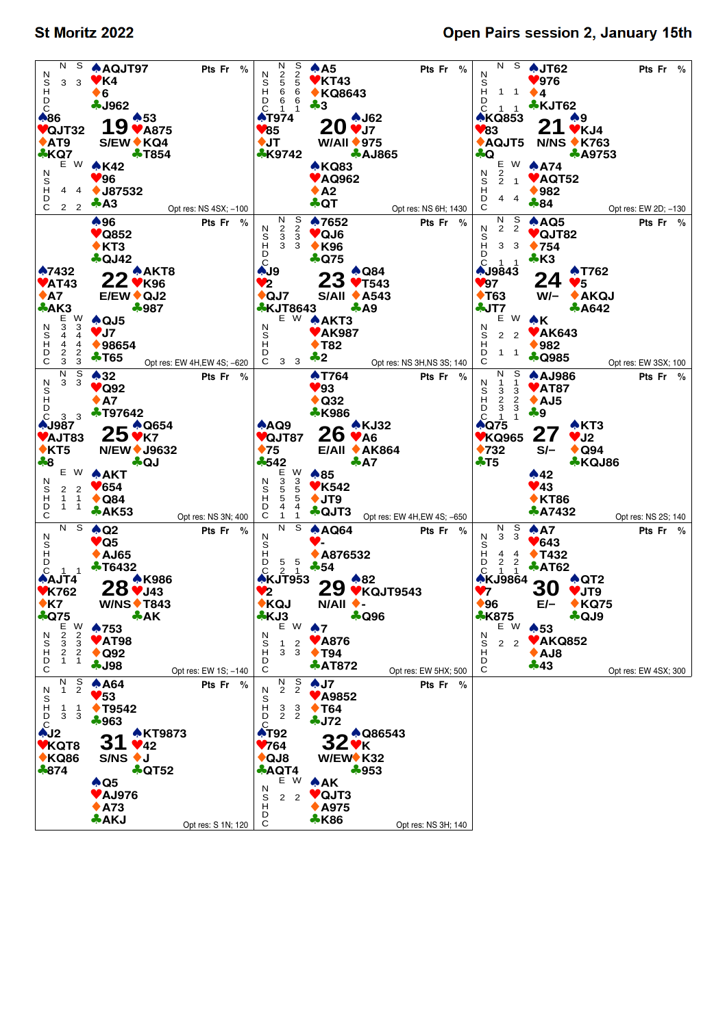# St Moritz 2022

## Open Pairs session 2, January 15th

### Board 19 — S/EW

Pts Fr %

| | | |
|---|---|---|
| | ♠AQJT97 ♥K4 ♦6 ♣J962 | |
| ♠86 ♥QJT32 ♦AT9 ♣KQ7 | 19 S/EW | ♠53 ♥A875 ♦KQ4 ♣T854 |
| | ♠K42 ♥96 ♦J87532 ♣A3 | |

| | N | S | E | W |
|---|---|---|---|---|
| N | | | | |
| S | 3 | 3 | | |
| H | | | 4 | 4 |
| D | | | | |
| C | | | 2 | 2 |

Opt res: NS 4SX; −100

### Board 20 — W/All

Pts Fr %

| | | |
|---|---|---|
| | ♠A5 ♥KT43 ♦KQ8643 ♣3 | |
| ♠T974 ♥85 ♦JT ♣K9742 | 20 W/All | ♠J62 ♥J7 ♦975 ♣AJ865 |
| | ♠KQ83 ♥AQ962 ♦A2 ♣QT | |

| | N | S | E | W |
|---|---|---|---|---|
| N | 2 | 2 | | |
| S | 5 | 5 | | |
| H | 6 | 6 | | |
| D | 6 | 6 | | |
| C | 1 | 1 | | |

Opt res: NS 6H; 1430

### Board 21 — N/NS

Pts Fr %

| | | |
|---|---|---|
| | ♠JT62 ♥976 ♦4 ♣KJT62 | |
| ♠KQ853 ♥83 ♦AQJT5 ♣Q | 21 N/NS | ♠9 ♥KJ4 ♦K763 ♣A9753 |
| | ♠A74 ♥AQT52 ♦982 ♣84 | |

| | N | S | E | W |
|---|---|---|---|---|
| N | | | | |
| S | | | 2 | 2 |
| H | 1 | 1 | 2 | 1 |
| D | | | | |
| C | 1 | 1 | 4 | 4 |

Opt res: EW 2D; −130

### Board 22 — E/EW

Pts Fr %

| | | |
|---|---|---|
| | ♠96 ♥Q852 ♦KT3 ♣QJ42 | |
| ♠7432 ♥AT43 ♦A7 ♣AK3 | 22 E/EW | ♠AKT8 ♥K96 ♦QJ2 ♣987 |
| | ♠QJ5 ♥J7 ♦98654 ♣T65 | |

| | N | S | E | W |
|---|---|---|---|---|
| N | | | 3 | 3 |
| S | | | 4 | 4 |
| H | | | 4 | 4 |
| D | | | 2 | 2 |
| C | | | 3 | 3 |

Opt res: EW 4H,EW 4S; −620

### Board 23 — S/All

Pts Fr %

| | | |
|---|---|---|
| | ♠7652 ♥QJ6 ♦K96 ♣Q75 | |
| ♠J9 ♥2 ♦QJ7 ♣KJT8643 | 23 S/All | ♠Q84 ♥T543 ♦A543 ♣A9 |
| | ♠AKT3 ♥AK987 ♦T82 ♣2 | |

| | N | S | E | W |
|---|---|---|---|---|
| N | 2 | 2 | | |
| S | 3 | 3 | | |
| H | 3 | 3 | | |
| D | | | | |
| C | | | 3 | 3 |

Opt res: NS 3H,NS 3S; 140

### Board 24 — W/−

Pts Fr %

| | | |
|---|---|---|
| | ♠AQ5 ♥QJT82 ♦754 ♣K3 | |
| ♠J9843 ♥97 ♦T63 ♣JT7 | 24 W/− | ♠T762 ♥5 ♦AKQJ ♣A642 |
| | ♠K ♥AK643 ♦982 ♣Q985 | |

| | N | S | E | W |
|---|---|---|---|---|
| N | 2 | 2 | | |
| S | | | | |
| H | 3 | 3 | 2 | 2 |
| D | | | 1 | 1 |
| C | 1 | 1 | | |

Opt res: EW 3SX; 100

### Board 25 — N/EW

Pts Fr %

| | | |
|---|---|---|
| | ♠32 ♥Q92 ♦A7 ♣T97642 | |
| ♠J987 ♥AJT83 ♦KT5 ♣8 | 25 N/EW | ♠Q654 ♥K7 ♦J9632 ♣QJ |
| | ♠AKT ♥654 ♦Q84 ♣AK53 | |

| | N | S | E | W |
|---|---|---|---|---|
| N | 3 | 3 | | |
| S | | | 2 | 2 |
| H | | | 1 | 1 |
| D | | | 1 | 1 |
| C | 3 | 3 | | |

Opt res: NS 3N; 400

### Board 26 — E/All

Pts Fr %

| | | |
|---|---|---|
| | ♠T764 ♥93 ♦Q32 ♣K986 | |
| ♠AQ9 ♥QJT87 ♦75 ♣542 | 26 E/All | ♠KJ32 ♥A6 ♦AK864 ♣A7 |
| | ♠85 ♥K542 ♦JT9 ♣QJT3 | |

| | N | S | E | W |
|---|---|---|---|---|
| N | | | 3 | 3 |
| S | | | 5 | 5 |
| H | | | 5 | 5 |
| D | | | 4 | 5 |
| C | | | 1 | 1 |

Opt res: EW 4H,EW 4S; −650

### Board 27 — S/−

Pts Fr %

| | | |
|---|---|---|
| | ♠AJ986 ♥AT87 ♦AJ5 ♣9 | |
| ♠Q75 ♥KQ965 ♦732 ♣T5 | 27 S/− | ♠KT3 ♥J2 ♦Q94 ♣KQJ86 |
| | ♠42 ♥43 ♦KT86 ♣A7432 | |

| | N | S | E | W |
|---|---|---|---|---|
| N | 1 | 1 | | |
| S | 3 | 3 | | |
| H | 2 | 2 | | |
| D | 3 | 3 | | |
| C | 1 | 1 | | |

Opt res: NS 2S; 140

### Board 28 — W/NS

Pts Fr %

| | | |
|---|---|---|
| | ♠Q2 ♥Q5 ♦AJ65 ♣T6432 | |
| ♠AJT4 ♥K762 ♦K7 ♣Q75 | 28 W/NS | ♠K986 ♥J43 ♦T843 ♣AK |
| | ♠753 ♥AT98 ♦Q92 ♣J98 | |

| | N | S | E | W |
|---|---|---|---|---|
| N | | | 2 | 2 |
| S | | | 3 | 3 |
| H | | | 2 | 3 |
| D | | | 2 | 2 |
| C | 1 | 1 | 1 | 1 |

Opt res: EW 1S; −140

### Board 29 — N/All

Pts Fr %

| | | |
|---|---|---|
| | ♠AQ64 ♥- ♦A876532 ♣54 | |
| ♠KJT953 ♥2 ♦KQJ ♣KJ3 | 29 N/All | ♠82 ♥KQJT9543 ♦- ♣Q96 |
| | ♠7 ♥A876 ♦T94 ♣AT872 | |

| | N | S | E | W |
|---|---|---|---|---|
| N | | | | |
| S | | | 1 | 2 |
| H | | | 3 | 3 |
| D | 5 | 5 | | |
| C | 2 | 1 | | |

Opt res: EW 5HX; 500

### Board 30 — E/−

Pts Fr %

| | | |
|---|---|---|
| | ♠A7 ♥643 ♦T432 ♣AT62 | |
| ♠KJ9864 ♥7 ♦96 ♣K875 | 30 E/− | ♠QT2 ♥JT9 ♦KQ75 ♣QJ9 |
| | ♠53 ♥AKQ852 ♦AJ8 ♣43 | |

| | N | S | E | W |
|---|---|---|---|---|
| N | 3 | 3 | | |
| S | | | 2 | 2 |
| H | 4 | 4 | | |
| D | 2 | 2 | | |
| C | 1 | 1 | | |

Opt res: EW 4SX; 300

### Board 31 — S/NS

Pts Fr %

| | | |
|---|---|---|
| | ♠A64 ♥53 ♦T9542 ♣963 | |
| ♠J2 ♥KQT8 ♦KQ86 ♣874 | 31 S/NS | ♠KT9873 ♥42 ♦J ♣QT52 |
| | ♠Q5 ♥AJ976 ♦A73 ♣AKJ | |

| | N | S | E | W |
|---|---|---|---|---|
| N | 1 | 2 | | |
| S | | | | |
| H | 1 | 1 | | |
| D | 3 | 3 | | |
| C | | | | |

Opt res: S 1N; 120

### Board 32 — W/EW

Pts Fr %

| | | |
|---|---|---|
| | ♠J7 ♥A9852 ♦T64 ♣J72 | |
| ♠T92 ♥764 ♦QJ8 ♣AQT4 | 32 W/EW | ♠Q86543 ♥K ♦K32 ♣953 |
| | ♠AK ♥QJT3 ♦A975 ♣K86 | |

| | N | S | E | W |
|---|---|---|---|---|
| N | 2 | 2 | | |
| S | | | 2 | 2 |
| H | 3 | 3 | | |
| D | 2 | 2 | | |
| C | | | | |

Opt res: NS 3H; 140